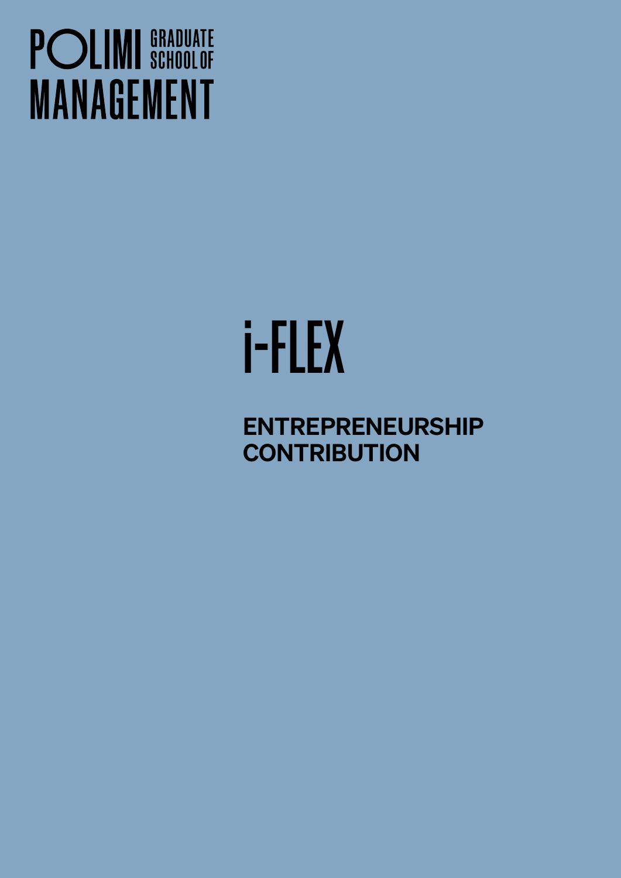POLIMI GRADUATE SCHOOL OF MANAGEMENT

# i-FLEX

## ENTREPRENEURSHIP CONTRIBUTION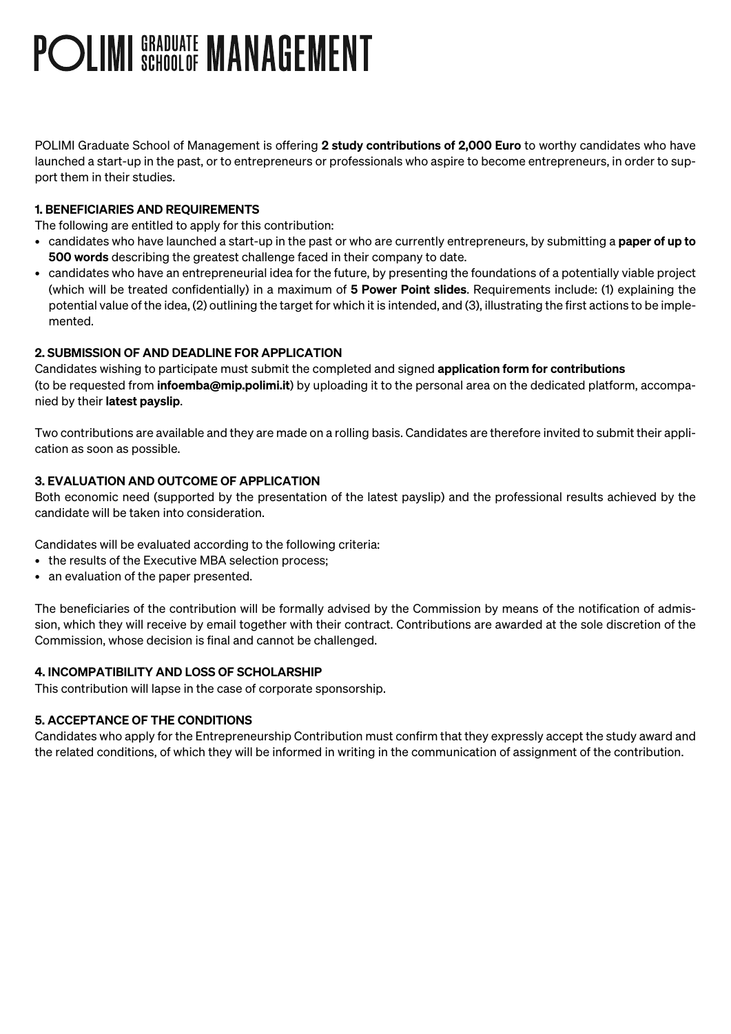# POLIMI GRADUATE SCHOOL OF MANAGEMENT

POLIMI Graduate School of Management is offering **2 study contributions of 2,000 Euro** to worthy candidates who have launched a start-up in the past, or to entrepreneurs or professionals who aspire to become entrepreneurs, in order to support them in their studies.

**1. BENEFICIARIES AND REQUIREMENTS**

The following are entitled to apply for this contribution:

- candidates who have launched a start-up in the past or who are currently entrepreneurs, by submitting a **paper of up to 500 words** describing the greatest challenge faced in their company to date.
- candidates who have an entrepreneurial idea for the future, by presenting the foundations of a potentially viable project (which will be treated confidentially) in a maximum of **5 Power Point slides**. Requirements include: (1) explaining the potential value of the idea, (2) outlining the target for which it is intended, and (3), illustrating the first actions to be implemented.

**2. SUBMISSION OF AND DEADLINE FOR APPLICATION**

Candidates wishing to participate must submit the completed and signed **application form for contributions** (to be requested from **infoemba@mip.polimi.it**) by uploading it to the personal area on the dedicated platform, accompanied by their **latest payslip**.

Two contributions are available and they are made on a rolling basis. Candidates are therefore invited to submit their application as soon as possible.

**3. EVALUATION AND OUTCOME OF APPLICATION**

Both economic need (supported by the presentation of the latest payslip) and the professional results achieved by the candidate will be taken into consideration.

Candidates will be evaluated according to the following criteria:

- the results of the Executive MBA selection process;
- an evaluation of the paper presented.

The beneficiaries of the contribution will be formally advised by the Commission by means of the notification of admission, which they will receive by email together with their contract. Contributions are awarded at the sole discretion of the Commission, whose decision is final and cannot be challenged.

**4. INCOMPATIBILITY AND LOSS OF SCHOLARSHIP**

This contribution will lapse in the case of corporate sponsorship.

**5. ACCEPTANCE OF THE CONDITIONS**

Candidates who apply for the Entrepreneurship Contribution must confirm that they expressly accept the study award and the related conditions, of which they will be informed in writing in the communication of assignment of the contribution.